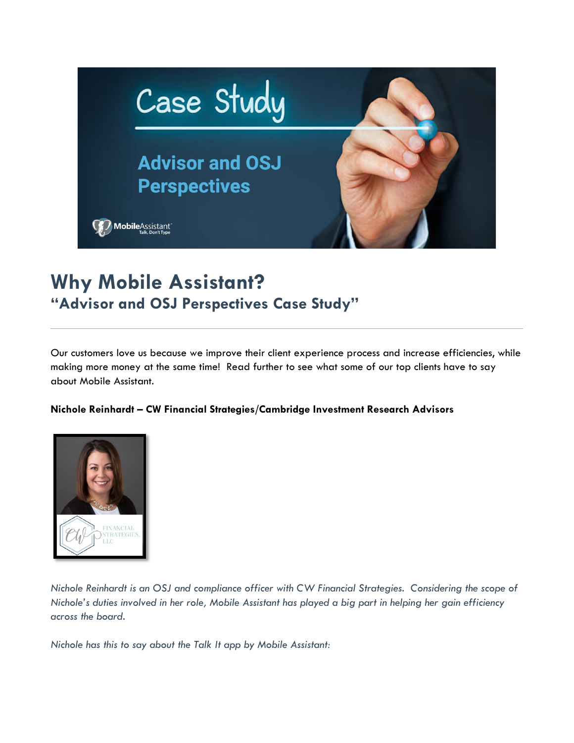# Why Mobile Assistant?

## "Advisor and OSJ Perspectives Case Study"

---

Our customers love us because we improve their client experience process and increase efficiencies, while making more money at the same time! Read further to see what some of our top clients have to say about Mobile Assistant.

**Nichole Reinhardt – CW Financial Strategies/Cambridge Investment Research Advisors**

*Nichole Reinhardt is an OSJ and compliance officer with CW Financial Strategies. Considering the scope of Nichole's duties involved in her role, Mobile Assistant has played a big part in helping her gain efficiency across the board.*

*Nichole has this to say about the Talk It app by Mobile Assistant:*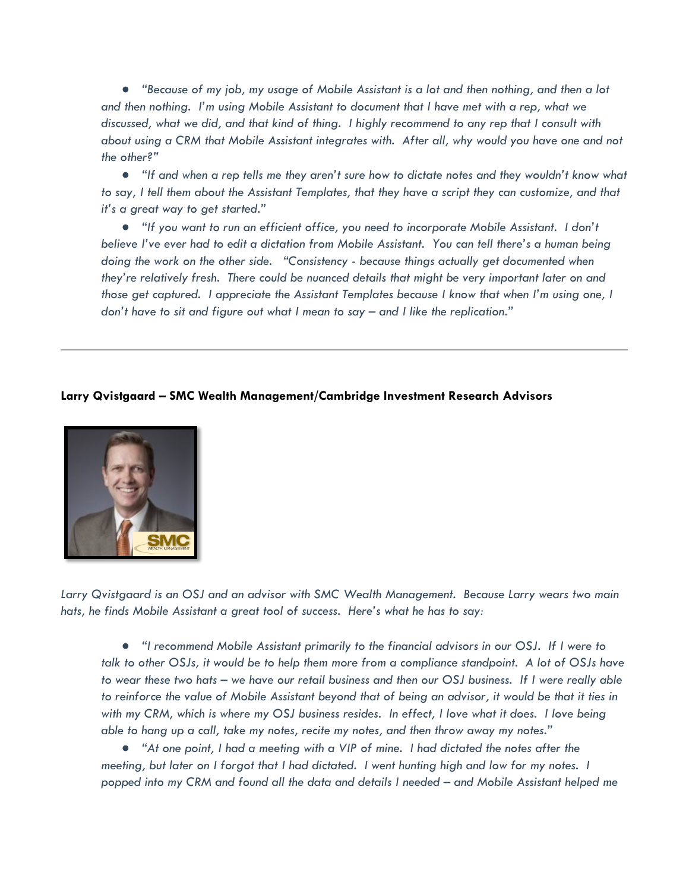- *"Because of my job, my usage of Mobile Assistant is a lot and then nothing, and then a lot and then nothing. I'm using Mobile Assistant to document that I have met with a rep, what we discussed, what we did, and that kind of thing. I highly recommend to any rep that I consult with about using a CRM that Mobile Assistant integrates with. After all, why would you have one and not the other?"*
- *"If and when a rep tells me they aren't sure how to dictate notes and they wouldn't know what to say, I tell them about the Assistant Templates, that they have a script they can customize, and that it's a great way to get started."*
- *"If you want to run an efficient office, you need to incorporate Mobile Assistant. I don't believe I've ever had to edit a dictation from Mobile Assistant. You can tell there's a human being doing the work on the other side. "Consistency - because things actually get documented when they're relatively fresh. There could be nuanced details that might be very important later on and those get captured. I appreciate the Assistant Templates because I know that when I'm using one, I don't have to sit and figure out what I mean to say – and I like the replication."*

---

**Larry Qvistgaard – SMC Wealth Management/Cambridge Investment Research Advisors**

*Larry Qvistgaard is an OSJ and an advisor with SMC Wealth Management. Because Larry wears two main hats, he finds Mobile Assistant a great tool of success. Here's what he has to say:*

- *"I recommend Mobile Assistant primarily to the financial advisors in our OSJ. If I were to talk to other OSJs, it would be to help them more from a compliance standpoint. A lot of OSJs have to wear these two hats – we have our retail business and then our OSJ business. If I were really able to reinforce the value of Mobile Assistant beyond that of being an advisor, it would be that it ties in with my CRM, which is where my OSJ business resides. In effect, I love what it does. I love being able to hang up a call, take my notes, recite my notes, and then throw away my notes."*
- *"At one point, I had a meeting with a VIP of mine. I had dictated the notes after the meeting, but later on I forgot that I had dictated. I went hunting high and low for my notes. I popped into my CRM and found all the data and details I needed – and Mobile Assistant helped me*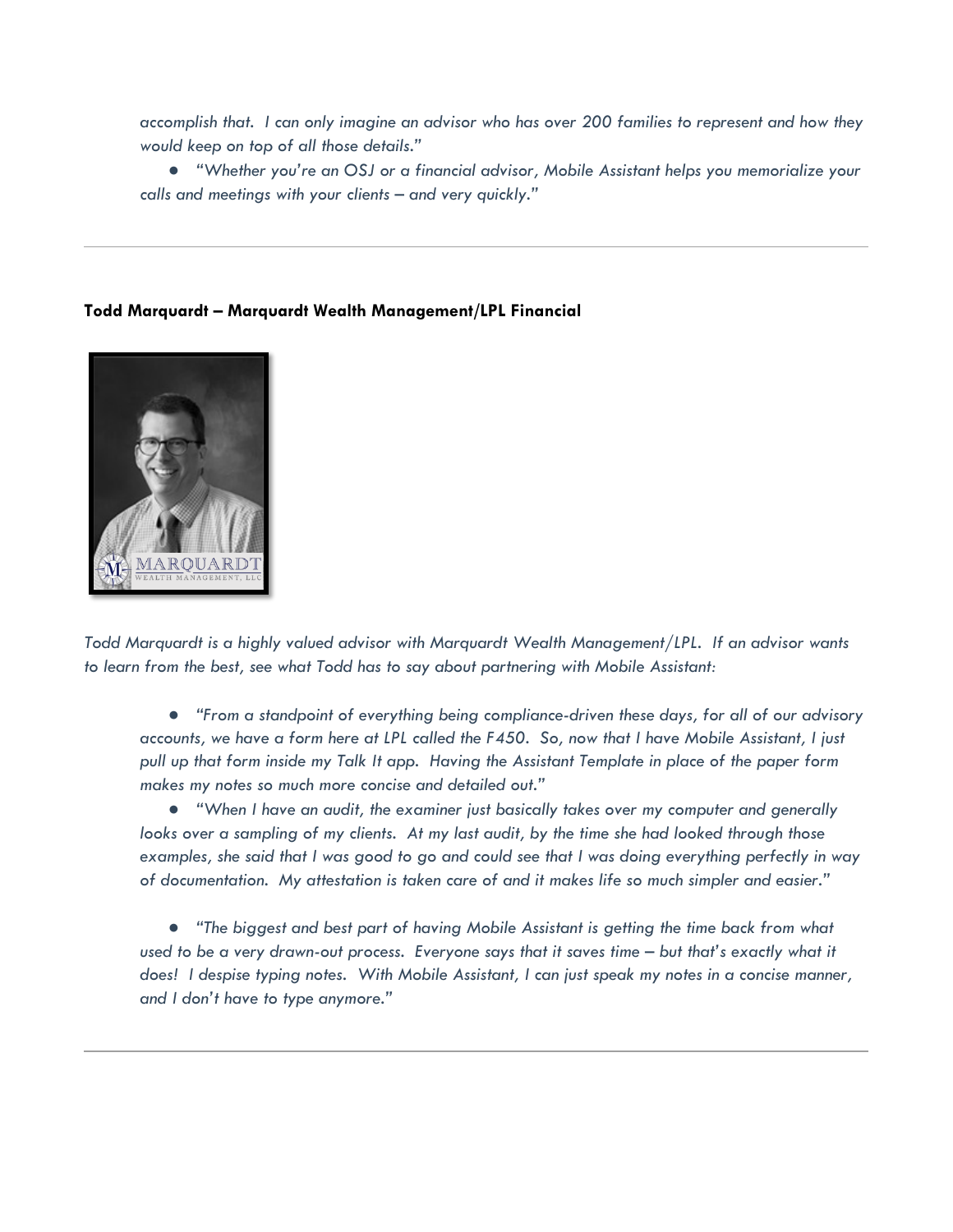*accomplish that. I can only imagine an advisor who has over 200 families to represent and how they would keep on top of all those details."*

- *"Whether you're an OSJ or a financial advisor, Mobile Assistant helps you memorialize your calls and meetings with your clients – and very quickly."*

---

**Todd Marquardt – Marquardt Wealth Management/LPL Financial**

*Todd Marquardt is a highly valued advisor with Marquardt Wealth Management/LPL. If an advisor wants to learn from the best, see what Todd has to say about partnering with Mobile Assistant:*

- *"From a standpoint of everything being compliance-driven these days, for all of our advisory accounts, we have a form here at LPL called the F450. So, now that I have Mobile Assistant, I just pull up that form inside my Talk It app. Having the Assistant Template in place of the paper form makes my notes so much more concise and detailed out."*
- *"When I have an audit, the examiner just basically takes over my computer and generally looks over a sampling of my clients. At my last audit, by the time she had looked through those examples, she said that I was good to go and could see that I was doing everything perfectly in way of documentation. My attestation is taken care of and it makes life so much simpler and easier."*
- *"The biggest and best part of having Mobile Assistant is getting the time back from what used to be a very drawn-out process. Everyone says that it saves time – but that's exactly what it does! I despise typing notes. With Mobile Assistant, I can just speak my notes in a concise manner, and I don't have to type anymore."*

---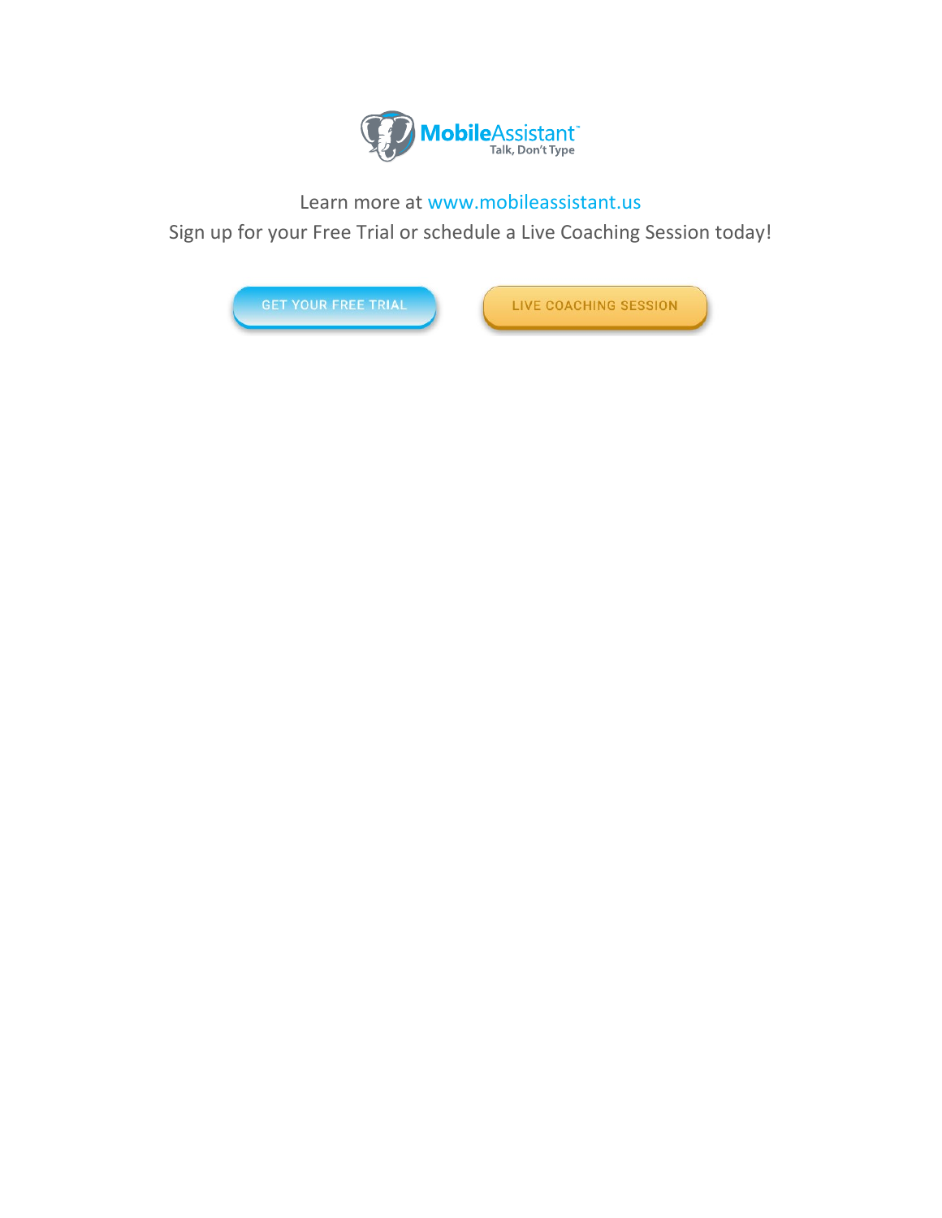MobileAssistant™
Talk, Don't Type

Learn more at www.mobileassistant.us

Sign up for your Free Trial or schedule a Live Coaching Session today!

GET YOUR FREE TRIAL

LIVE COACHING SESSION